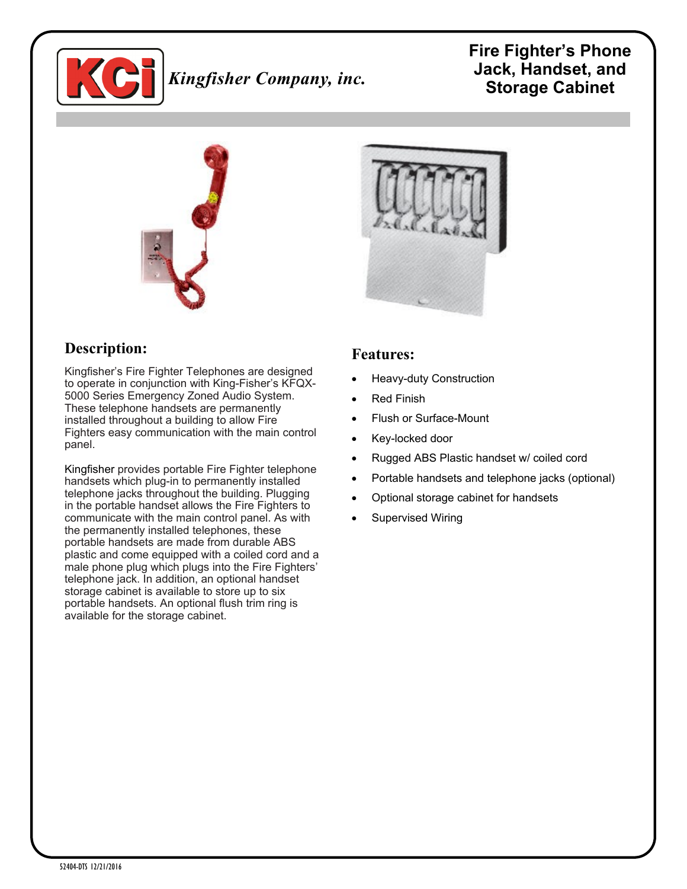Kingfisher Company, inc.

# Fire Fighter's Phone Jack, Handset, and Storage Cabinet

## Description:

Kingfisher's Fire Fighter Telephones are designed to operate in conjunction with King-Fisher's KFQX-5000 Series Emergency Zoned Audio System. These telephone handsets are permanently installed throughout a building to allow Fire Fighters easy communication with the main control panel.

Kingfisher provides portable Fire Fighter telephone handsets which plug-in to permanently installed telephone jacks throughout the building. Plugging in the portable handset allows the Fire Fighters to communicate with the main control panel. As with the permanently installed telephones, these portable handsets are made from durable ABS plastic and come equipped with a coiled cord and a male phone plug which plugs into the Fire Fighters' telephone jack. In addition, an optional handset storage cabinet is available to store up to six portable handsets. An optional flush trim ring is available for the storage cabinet.

## Features:

- Heavy-duty Construction
- Red Finish
- Flush or Surface-Mount
- Key-locked door
- Rugged ABS Plastic handset w/ coiled cord
- Portable handsets and telephone jacks (optional)
- Optional storage cabinet for handsets
- Supervised Wiring

52404-DTS 12/21/2016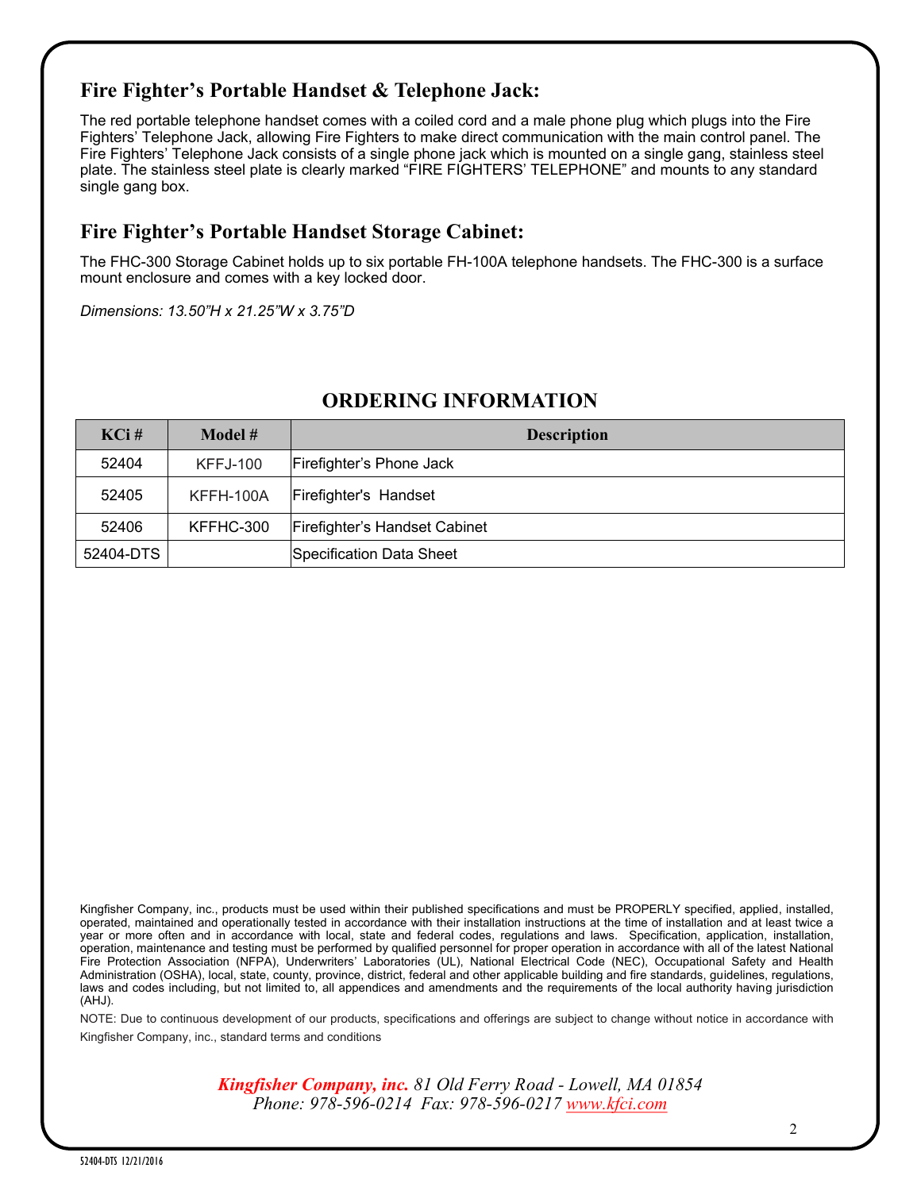## Fire Fighter's Portable Handset & Telephone Jack:

The red portable telephone handset comes with a coiled cord and a male phone plug which plugs into the Fire Fighters' Telephone Jack, allowing Fire Fighters to make direct communication with the main control panel. The Fire Fighters' Telephone Jack consists of a single phone jack which is mounted on a single gang, stainless steel plate. The stainless steel plate is clearly marked "FIRE FIGHTERS' TELEPHONE" and mounts to any standard single gang box.

## Fire Fighter's Portable Handset Storage Cabinet:

The FHC-300 Storage Cabinet holds up to six portable FH-100A telephone handsets. The FHC-300 is a surface mount enclosure and comes with a key locked door.

*Dimensions: 13.50"H x 21.25"W x 3.75"D*

## ORDERING INFORMATION

| KCi # | Model # | Description |
|---|---|---|
| 52404 | KFFJ-100 | Firefighter's Phone Jack |
| 52405 | KFFH-100A | Firefighter's Handset |
| 52406 | KFFHC-300 | Firefighter's Handset Cabinet |
| 52404-DTS | | Specification Data Sheet |

Kingfisher Company, inc., products must be used within their published specifications and must be PROPERLY specified, applied, installed, operated, maintained and operationally tested in accordance with their installation instructions at the time of installation and at least twice a year or more often and in accordance with local, state and federal codes, regulations and laws. Specification, application, installation, operation, maintenance and testing must be performed by qualified personnel for proper operation in accordance with all of the latest National Fire Protection Association (NFPA), Underwriters' Laboratories (UL), National Electrical Code (NEC), Occupational Safety and Health Administration (OSHA), local, state, county, province, district, federal and other applicable building and fire standards, guidelines, regulations, laws and codes including, but not limited to, all appendices and amendments and the requirements of the local authority having jurisdiction (AHJ).

NOTE: Due to continuous development of our products, specifications and offerings are subject to change without notice in accordance with Kingfisher Company, inc., standard terms and conditions

***Kingfisher Company, inc.*** *81 Old Ferry Road - Lowell, MA 01854*
*Phone: 978-596-0214 Fax: 978-596-0217 www.kfci.com*

52404-DTS 12/21/2016